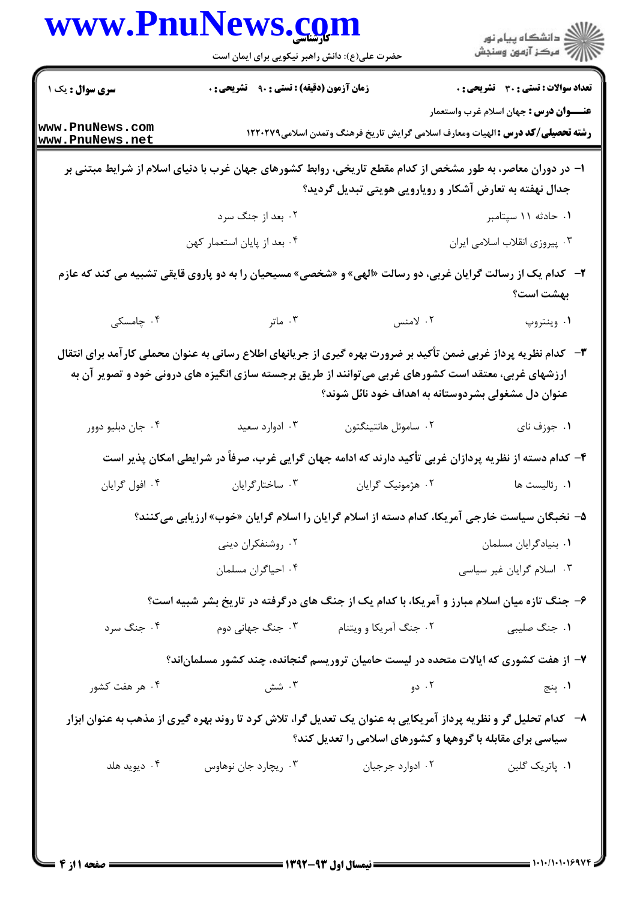**تعداد سوالات : تستی : ۳۰ تشریحی : ۰** | **زمان آزمون (دقیقه) : تستی : ۹۰ تشریحی : ۰** | **سری سوال : یک ۱**

**عنـــوان درس :** جهان اسلام غرب واستعمار

**رشته تحصیلی/کد درس :** الهیات ومعارف اسلامی گرایش تاریخ فرهنگ وتمدن اسلامی۱۲۲۰۲۷۹

**۱-** در دوران معاصر، به طور مشخص از کدام مقطع تاریخی، روابط کشورهای جهان غرب با دنیای اسلام از شرایط مبتنی بر جدال نهفته به تعارض آشکار و رویارویی هویتی تبدیل گردید؟

۱. حادثه ۱۱ سپتامبر
۲. بعد از جنگ سرد
۳. پیروزی انقلاب اسلامی ایران
۴. بعد از پایان استعمار کهن

**۲-** کدام یک از رسالت گرایان غربی، دو رسالت «الهی» و «شخصی» مسیحیان را به دو پاروی قایقی تشبیه می کند که عازم بهشت است؟

۱. وینتروپ
۲. لامنس
۳. ماتر
۴. چامسکی

**۳-** کدام نظریه پرداز غربی ضمن تأکید بر ضرورت بهره گیری از جریانهای اطلاع رسانی به عنوان محملی کارآمد برای انتقال ارزشهای غربی، معتقد است کشورهای غربی می‌توانند از طریق برجسته سازی انگیزه های درونی خود و تصویر آن به عنوان دل مشغولی بشردوستانه به اهداف خود نائل شوند؟

۱. جوزف نای
۲. ساموئل هانتینگتون
۳. ادوارد سعید
۴. جان دبلیو دوور

**۴-** کدام دسته از نظریه پردازان غربی تأکید دارند که ادامه جهان گرایی غرب، صرفاً در شرایطی امکان پذیر است

۱. رئالیست ها
۲. هژمونیک گرایان
۳. ساختارگرایان
۴. افول گرایان

**۵-** نخبگان سیاست خارجی آمریکا، کدام دسته از اسلام گرایان را اسلام گرایان «خوب» ارزیابی می‌کنند؟

۱. بنیادگرایان مسلمان
۲. روشنفکران دینی
۳. اسلام گرایان غیر سیاسی
۴. احیاگران مسلمان

**۶-** جنگ تازه میان اسلام مبارز و آمریکا، با کدام یک از جنگ های درگرفته در تاریخ بشر شبیه است؟

۱. جنگ صلیبی
۲. جنگ آمریکا و ویتنام
۳. جنگ جهانی دوم
۴. جنگ سرد

**۷-** از هفت کشوری که ایالات متحده در لیست حامیان تروریسم گنجانده، چند کشور مسلمان‌اند؟

۱. پنج
۲. دو
۳. شش
۴. هر هفت کشور

**۸-** کدام تحلیل گر و نظریه پرداز آمریکایی به عنوان یک تعدیل گرا، تلاش کرد تا روند بهره گیری از مذهب به عنوان ابزار سیاسی برای مقابله با گروهها و کشورهای اسلامی را تعدیل کند؟

۱. پاتریک گلین
۲. ادوارد جرجیان
۳. ریچارد جان نوهاوس
۴. دیوید هلد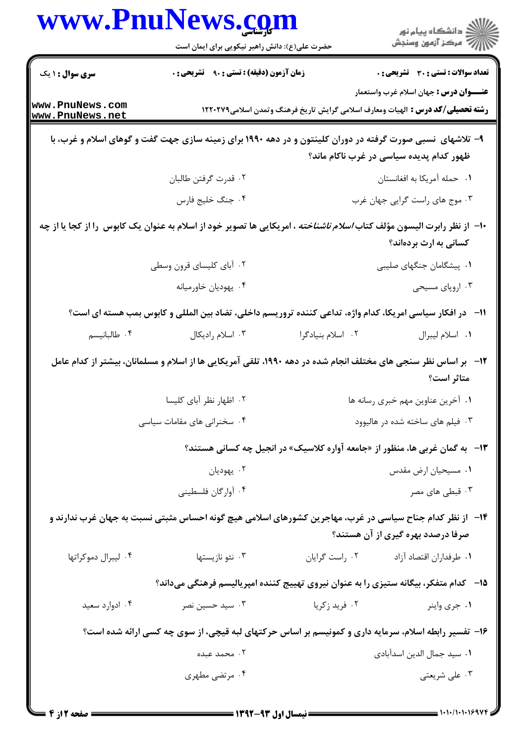**سری سوال :** ۱ یک | **زمان آزمون (دقیقه) : تستی :** ۹۰ **تشریحی :** ۰ | **تعداد سوالات : تستی :** ۳۰ **تشریحی :** ۰

**عنـــوان درس :** جهان اسلام غرب واستعمار

**رشته تحصیلی/کد درس :** الهیات ومعارف اسلامی گرایش تاریخ فرهنگ وتمدن اسلامی۱۲۲۰۲۷۹

**۹-** تلاشهای نسبی صورت گرفته در دوران کلینتون و در دهه ۱۹۹۰ برای زمینه سازی جهت گفت و گوهای اسلام و غرب، با ظهور کدام پدیده سیاسی در غرب ناکام ماند؟

۱. حمله آمریکا به افغانستان
۲. قدرت گرفتن طالبان
۳. موج های راست گرایی جهان غرب
۴. جنگ خلیج فارس

**۱۰-** از نظر رابرت الیسون مؤلف کتاب *اسلام ناشناخته* ، امریکایی ها تصویر خود از اسلام به عنوان یک کابوس را از کجا یا از چه کسانی به ارث برده‌اند؟

۱. پیشگامان جنگهای صلیبی
۲. آبای کلیسای قرون وسطی
۳. اروپای مسیحی
۴. یهودیان خاورمیانه

**۱۱-** در افکار سیاسی امریکا، کدام واژه، تداعی کننده تروریسم داخلی، تضاد بین المللی و کابوس بمب هسته ای است؟

۱. اسلام لیبرال
۲. اسلام بنیادگرا
۳. اسلام رادیکال
۴. طالبانیسم

**۱۲-** بر اساس نظر سنجی های مختلف انجام شده در دهه ۱۹۹۰، تلقی آمریکایی ها از اسلام و مسلمانان، بیشتر از کدام عامل متاثر است؟

۱. آخرین عناوین مهم خبری رسانه ها
۲. اظهار نظر آبای کلیسا
۳. فیلم های ساخته شده در هالیوود
۴. سخنرانی های مقامات سیاسی

**۱۳-** به گمان غربی ها، منظور از «جامعه آواره کلاسیک» در انجیل چه کسانی هستند؟

۱. مسیحیان ارض مقدس
۲. یهودیان
۳. قبطی های مصر
۴. آوارگان فلسطینی

**۱۴-** از نظر کدام جناح سیاسی در غرب، مهاجرین کشورهای اسلامی هیچ گونه احساس مثبتی نسبت به جهان غرب ندارند و صرفا درصدد بهره گیری از آن هستند؟

۱. طرفداران اقتصاد آزاد
۲. راست گرایان
۳. نئو نازیستها
۴. لیبرال دموکراتها

**۱۵-** کدام متفکر، بیگانه ستیزی را به عنوان نیروی تهییج کننده امپریالیسم فرهنگی می‌داند؟

۱. جری واینر
۲. فرید زکریا
۳. سید حسین نصر
۴. ادوارد سعید

**۱۶-** تفسیر رابطه اسلام، سرمایه داری و کمونیسم بر اساس حرکتهای لبه قیچی، از سوی چه کسی ارائه شده است؟

۱. سید جمال الدین اسدآبادی
۲. محمد عبده
۳. علی شریعتی
۴. مرتضی مطهری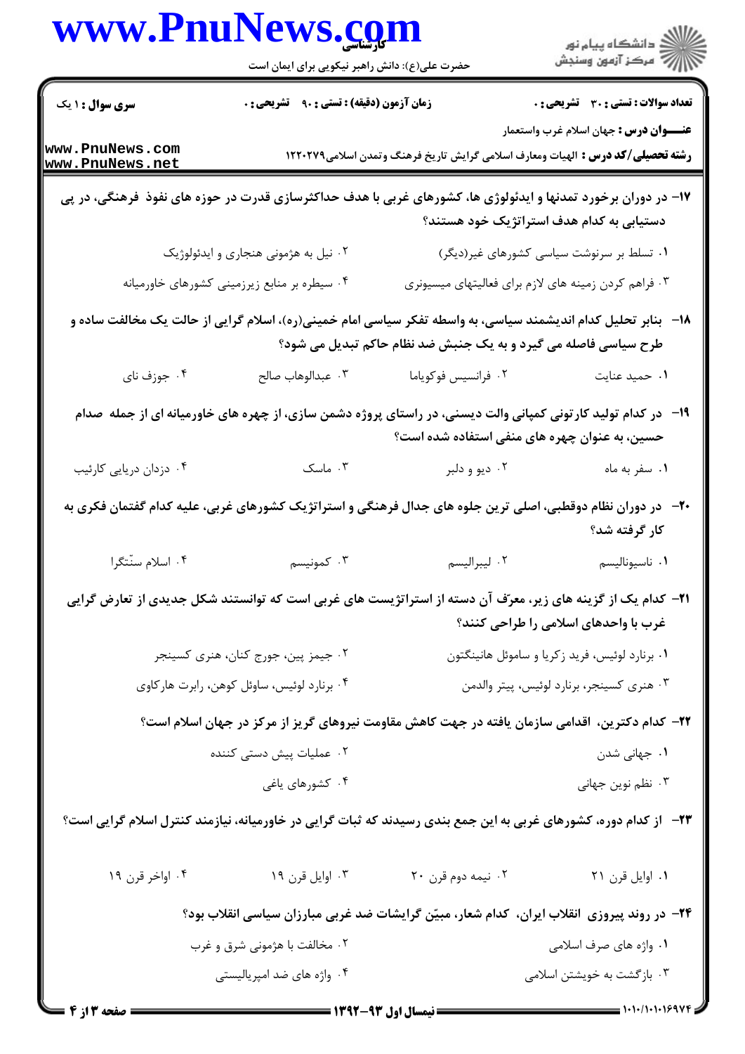**سری سوال :** ۱ یک

**زمان آزمون (دقیقه) : تستی :** ۹۰ **تشریحی :** ۰

**تعداد سوالات : تستی :** ۳۰ **تشریحی :** ۰

**عنـــوان درس :** جهان اسلام غرب واستعمار

**رشته تحصیلی/کد درس :** الهیات ومعارف اسلامی گرایش تاریخ فرهنگ وتمدن اسلامی۱۲۲۰۲۷۹

**۱۷-** در دوران برخورد تمدنها و ایدئولوژی ها، کشورهای غربی با هدف حداکثرسازی قدرت در حوزه های نفوذ فرهنگی، در پی دستیابی به کدام هدف استراتژیک خود هستند؟

۱. تسلط بر سرنوشت سیاسی کشورهای غیر(دیگر)

۲. نیل به هژمونی هنجاری و ایدئولوژیک

۳. فراهم کردن زمینه های لازم برای فعالیتهای میسیونری

۴. سیطره بر منابع زیرزمینی کشورهای خاورمیانه

**۱۸-** بنابر تحلیل کدام اندیشمند سیاسی، به واسطه تفکر سیاسی امام خمینی(ره)، اسلام گرایی از حالت یک مخالفت ساده و طرح سیاسی فاصله می گیرد و به یک جنبش ضد نظام حاکم تبدیل می شود؟

۱. حمید عنایت

۲. فرانسیس فوکویاما

۳. عبدالوهاب صالح

۴. جوزف نای

**۱۹-** در کدام تولید کارتونی کمپانی والت دیسنی، در راستای پروژه دشمن سازی، از چهره های خاورمیانه ای از جمله صدام حسین، به عنوان چهره های منفی استفاده شده است؟

۱. سفر به ماه

۲. دیو و دلبر

۳. ماسک

۴. دزدان دریایی کارئیب

**۲۰-** در دوران نظام دوقطبی، اصلی ترین جلوه های جدال فرهنگی و استراتژیک کشورهای غربی، علیه کدام گفتمان فکری به کار گرفته شد؟

۱. ناسیونالیسم

۲. لیبرالیسم

۳. کمونیسم

۴. اسلام سنّتگرا

**۲۱-** کدام یک از گزینه های زیر، معرّف آن دسته از استراتژیست های غربی است که توانستند شکل جدیدی از تعارض گرایی غرب با واحدهای اسلامی را طراحی کنند؟

۱. برنارد لوئیس، فرید زکریا و ساموئل هانینگتون

۲. جیمز پین، جورج کنان، هنری کسینجر

۳. هنری کسینجر، برنارد لوئیس، پیتر والدمن

۴. برنارد لوئیس، ساوئل کوهن، رابرت هارکاوی

**۲۲-** کدام دکترین، اقدامی سازمان یافته در جهت کاهش مقاومت نیروهای گریز از مرکز در جهان اسلام است؟

۱. جهانی شدن

۲. عملیات پیش دستی کننده

۳. نظم نوین جهانی

۴. کشورهای یاغی

**۲۳-** از کدام دوره، کشورهای غربی به این جمع بندی رسیدند که ثبات گرایی در خاورمیانه، نیازمند کنترل اسلام گرایی است؟

۱. اوایل قرن ۲۱

۲. نیمه دوم قرن ۲۰

۳. اوایل قرن ۱۹

۴. اواخر قرن ۱۹

**۲۴-** در روند پیروزی انقلاب ایران، کدام شعار، مبیّن گرایشات ضد غربی مبارزان سیاسی انقلاب بود؟

۱. واژه های صرف اسلامی

۲. مخالفت با هژمونی شرق و غرب

۳. بازگشت به خویشتن اسلامی

۴. واژه های ضد امپریالیستی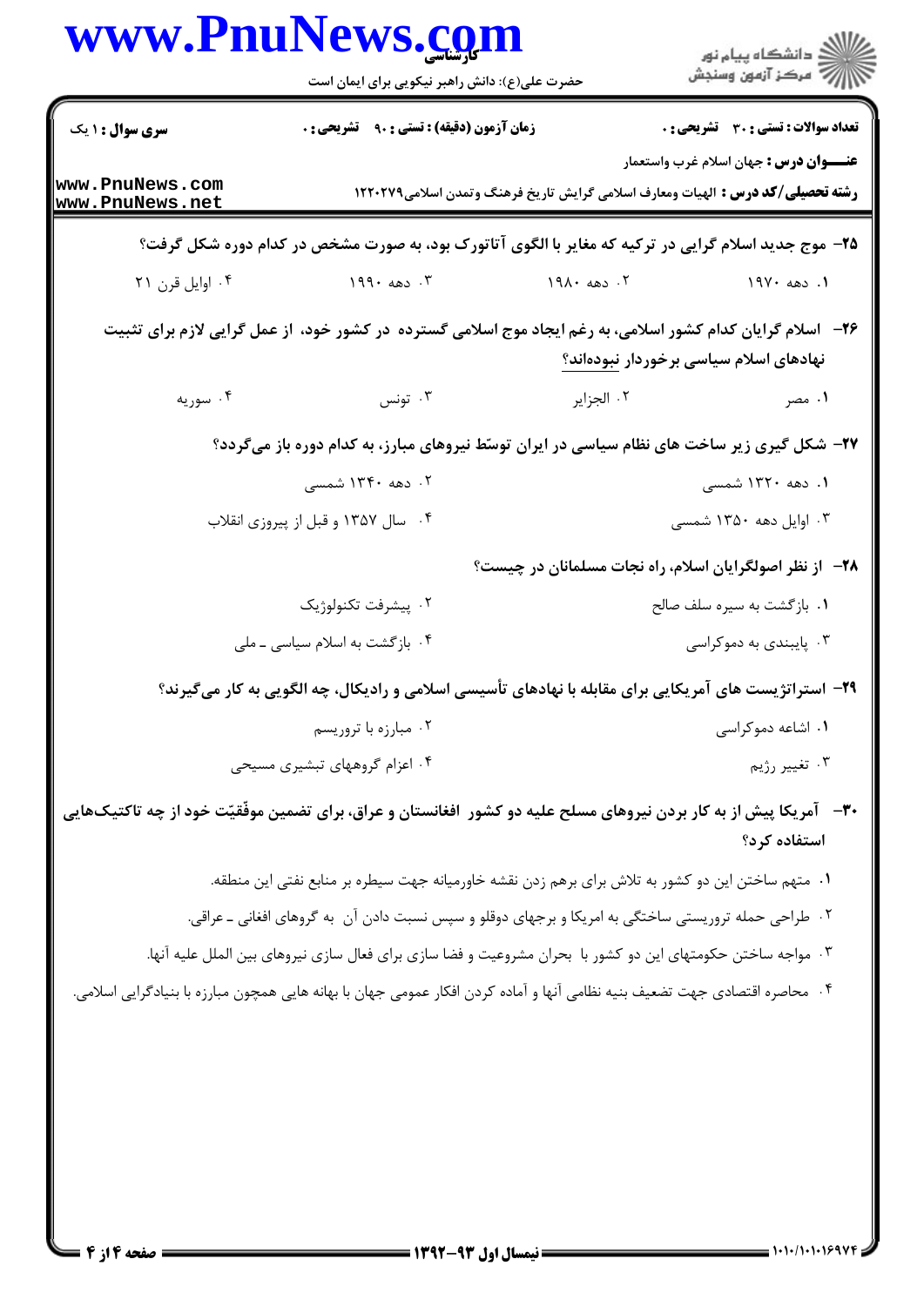**سری سوال:** ۱ یک | **زمان آزمون (دقیقه) : تستی :** ۹۰ **تشریحی :** ۰ | **تعداد سوالات : تستی :** ۳۰ **تشریحی :** ۰

**عنـــوان درس :** جهان اسلام غرب واستعمار

**رشته تحصیلی/کد درس :** الهیات ومعارف اسلامی گرایش تاریخ فرهنگ وتمدن اسلامی۱۲۲۰۲۷۹

**۲۵- موج جدید اسلام گرایی در ترکیه که مغایر با الگوی آتاتورک بود، به صورت مشخص در کدام دوره شکل گرفت؟**

۱. دهه ۱۹۷۰
۲. دهه ۱۹۸۰
۳. دهه ۱۹۹۰
۴. اوایل قرن ۲۱

**۲۶- اسلام گرایان کدام کشور اسلامی، به رغم ایجاد موج اسلامی گسترده در کشور خود، از عمل گرایی لازم برای تثبیت نهادهای اسلام سیاسی برخوردار نبوده‌اند؟**

۱. مصر
۲. الجزایر
۳. تونس
۴. سوریه

**۲۷- شکل گیری زیر ساخت های نظام سیاسی در ایران توسّط نیروهای مبارز، به کدام دوره باز می‌گردد؟**

۱. دهه ۱۳۲۰ شمسی
۲. دهه ۱۳۴۰ شمسی
۳. اوایل دهه ۱۳۵۰ شمسی
۴. سال ۱۳۵۷ و قبل از پیروزی انقلاب

**۲۸- از نظر اصولگرایان اسلام، راه نجات مسلمانان در چیست؟**

۱. بازگشت به سیره سلف صالح
۲. پیشرفت تکنولوژیک
۳. پایبندی به دموکراسی
۴. بازگشت به اسلام سیاسی ـ ملی

**۲۹- استراتژیست های آمریکایی برای مقابله با نهادهای تأسیسی اسلامی و رادیکال، چه الگویی به کار می‌گیرند؟**

۱. اشاعه دموکراسی
۲. مبارزه با تروریسم
۳. تغییر رژیم
۴. اعزام گروههای تبشیری مسیحی

**۳۰- آمریکا پیش از به کار بردن نیروهای مسلح علیه دو کشور افغانستان و عراق، برای تضمین موفّقیّت خود از چه تاکتیک‌هایی استفاده کرد؟**

۱. متهم ساختن این دو کشور به تلاش برای برهم زدن نقشه خاورمیانه جهت سیطره بر منابع نفتی این منطقه.
۲. طراحی حمله تروریستی ساختگی به امریکا و برجهای دوقلو و سپس نسبت دادن آن به گروهای افغانی ـ عراقی.
۳. مواجه ساختن حکومتهای این دو کشور با بحران مشروعیت و فضا سازی برای فعال سازی نیروهای بین الملل علیه آنها.
۴. محاصره اقتصادی جهت تضعیف بنیه نظامی آنها و آماده کردن افکار عمومی جهان با بهانه هایی همچون مبارزه با بنیادگرایی اسلامی.